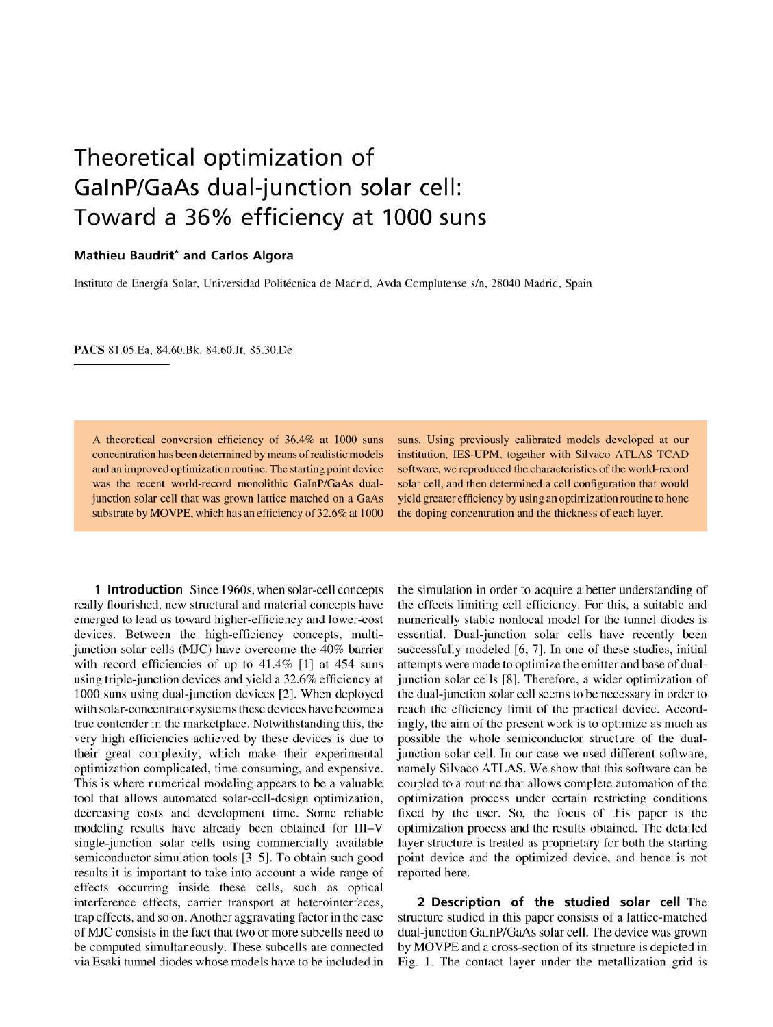# Theoretical optimization of GaInP/GaAs dual-junction solar cell: Toward a 36% efficiency at 1000 suns

**Mathieu Baudrit*** **and Carlos Algora**

Instituto de Energía Solar, Universidad Politécnica de Madrid, Avda Complutense s/n, 28040 Madrid, Spain

**PACS** 81.05.Ea, 84.60.Bk, 84.60.Jt, 85.30.De

A theoretical conversion efficiency of 36.4% at 1000 suns concentration has been determined by means of realistic models and an improved optimization routine. The starting point device was the recent world-record monolithic GaInP/GaAs dual-junction solar cell that was grown lattice matched on a GaAs substrate by MOVPE, which has an efficiency of 32.6% at 1000 suns. Using previously calibrated models developed at our institution, IES-UPM, together with Silvaco ATLAS TCAD software, we reproduced the characteristics of the world-record solar cell, and then determined a cell configuration that would yield greater efficiency by using an optimization routine to hone the doping concentration and the thickness of each layer.

## 1 Introduction

Since 1960s, when solar-cell concepts really flourished, new structural and material concepts have emerged to lead us toward higher-efficiency and lower-cost devices. Between the high-efficiency concepts, multi-junction solar cells (MJC) have overcome the 40% barrier with record efficiencies of up to 41.4% [1] at 454 suns using triple-junction devices and yield a 32.6% efficiency at 1000 suns using dual-junction devices [2]. When deployed with solar-concentrator systems these devices have become a true contender in the marketplace. Notwithstanding this, the very high efficiencies achieved by these devices is due to their great complexity, which make their experimental optimization complicated, time consuming, and expensive. This is where numerical modeling appears to be a valuable tool that allows automated solar-cell-design optimization, decreasing costs and development time. Some reliable modeling results have already been obtained for III–V single-junction solar cells using commercially available semiconductor simulation tools [3–5]. To obtain such good results it is important to take into account a wide range of effects occurring inside these cells, such as optical interference effects, carrier transport at heterointerfaces, trap effects, and so on. Another aggravating factor in the case of MJC consists in the fact that two or more subcells need to be computed simultaneously. These subcells are connected via Esaki tunnel diodes whose models have to be included in the simulation in order to acquire a better understanding of the effects limiting cell efficiency. For this, a suitable and numerically stable nonlocal model for the tunnel diodes is essential. Dual-junction solar cells have recently been successfully modeled [6, 7]. In one of these studies, initial attempts were made to optimize the emitter and base of dual-junction solar cells [8]. Therefore, a wider optimization of the dual-junction solar cell seems to be necessary in order to reach the efficiency limit of the practical device. Accordingly, the aim of the present work is to optimize as much as possible the whole semiconductor structure of the dual-junction solar cell. In our case we used different software, namely Silvaco ATLAS. We show that this software can be coupled to a routine that allows complete automation of the optimization process under certain restricting conditions fixed by the user. So, the focus of this paper is the optimization process and the results obtained. The detailed layer structure is treated as proprietary for both the starting point device and the optimized device, and hence is not reported here.

## 2 Description of the studied solar cell

The structure studied in this paper consists of a lattice-matched dual-junction GaInP/GaAs solar cell. The device was grown by MOVPE and a cross-section of its structure is depicted in Fig. 1. The contact layer under the metallization grid is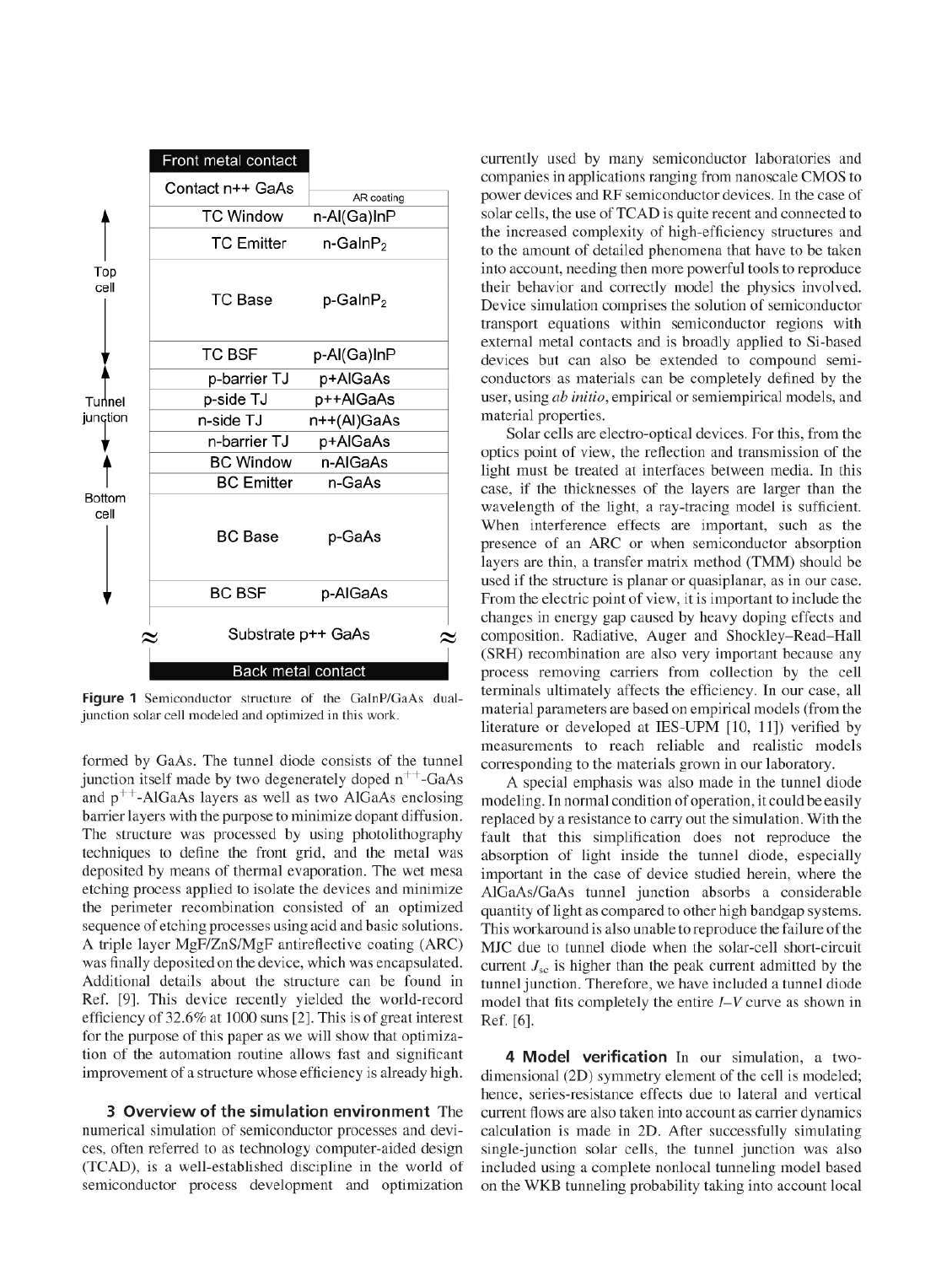| Layer | Material |
|---|---|
| Front metal contact | |
| Contact n++ GaAs | AR coating |
| TC Window | n-Al(Ga)InP |
| TC Emitter | n-GaInP$_2$ |
| TC Base | p-GaInP$_2$ |
| TC BSF | p-Al(Ga)InP |
| p-barrier TJ | p+AlGaAs |
| p-side TJ | p++AlGaAs |
| n-side TJ | n++(Al)GaAs |
| n-barrier TJ | p+AlGaAs |
| BC Window | n-AlGaAs |
| BC Emitter | n-GaAs |
| BC Base | p-GaAs |
| BC BSF | p-AlGaAs |
| Substrate p++ GaAs | |
| Back metal contact | |

(Top cell: TC Window to TC BSF; Tunnel junction: p-barrier TJ to n-barrier TJ; Bottom cell: BC Window to BC BSF)

**Figure 1** Semiconductor structure of the GaInP/GaAs dual-junction solar cell modeled and optimized in this work.

formed by GaAs. The tunnel diode consists of the tunnel junction itself made by two degenerately doped n$^{++}$-GaAs and p$^{++}$-AlGaAs layers as well as two AlGaAs enclosing barrier layers with the purpose to minimize dopant diffusion. The structure was processed by using photolithography techniques to define the front grid, and the metal was deposited by means of thermal evaporation. The wet mesa etching process applied to isolate the devices and minimize the perimeter recombination consisted of an optimized sequence of etching processes using acid and basic solutions. A triple layer MgF/ZnS/MgF antireflective coating (ARC) was finally deposited on the device, which was encapsulated. Additional details about the structure can be found in Ref. [9]. This device recently yielded the world-record efficiency of 32.6% at 1000 suns [2]. This is of great interest for the purpose of this paper as we will show that optimization of the automation routine allows fast and significant improvement of a structure whose efficiency is already high.

## 3 Overview of the simulation environment

The numerical simulation of semiconductor processes and devices, often referred to as technology computer-aided design (TCAD), is a well-established discipline in the world of semiconductor process development and optimization currently used by many semiconductor laboratories and companies in applications ranging from nanoscale CMOS to power devices and RF semiconductor devices. In the case of solar cells, the use of TCAD is quite recent and connected to the increased complexity of high-efficiency structures and to the amount of detailed phenomena that have to be taken into account, needing then more powerful tools to reproduce their behavior and correctly model the physics involved. Device simulation comprises the solution of semiconductor transport equations within semiconductor regions with external metal contacts and is broadly applied to Si-based devices but can also be extended to compound semiconductors as materials can be completely defined by the user, using *ab initio*, empirical or semiempirical models, and material properties.

Solar cells are electro-optical devices. For this, from the optics point of view, the reflection and transmission of the light must be treated at interfaces between media. In this case, if the thicknesses of the layers are larger than the wavelength of the light, a ray-tracing model is sufficient. When interference effects are important, such as the presence of an ARC or when semiconductor absorption layers are thin, a transfer matrix method (TMM) should be used if the structure is planar or quasiplanar, as in our case. From the electric point of view, it is important to include the changes in energy gap caused by heavy doping effects and composition. Radiative, Auger and Shockley–Read–Hall (SRH) recombination are also very important because any process removing carriers from collection by the cell terminals ultimately affects the efficiency. In our case, all material parameters are based on empirical models (from the literature or developed at IES-UPM [10, 11]) verified by measurements to reach reliable and realistic models corresponding to the materials grown in our laboratory.

A special emphasis was also made in the tunnel diode modeling. In normal condition of operation, it could be easily replaced by a resistance to carry out the simulation. With the fault that this simplification does not reproduce the absorption of light inside the tunnel diode, especially important in the case of device studied herein, where the AlGaAs/GaAs tunnel junction absorbs a considerable quantity of light as compared to other high bandgap systems. This workaround is also unable to reproduce the failure of the MJC due to tunnel diode when the solar-cell short-circuit current $J_{sc}$ is higher than the peak current admitted by the tunnel junction. Therefore, we have included a tunnel diode model that fits completely the entire $I$–$V$ curve as shown in Ref. [6].

## 4 Model verification

In our simulation, a two-dimensional (2D) symmetry element of the cell is modeled; hence, series-resistance effects due to lateral and vertical current flows are also taken into account as carrier dynamics calculation is made in 2D. After successfully simulating single-junction solar cells, the tunnel junction was also included using a complete nonlocal tunneling model based on the WKB tunneling probability taking into account local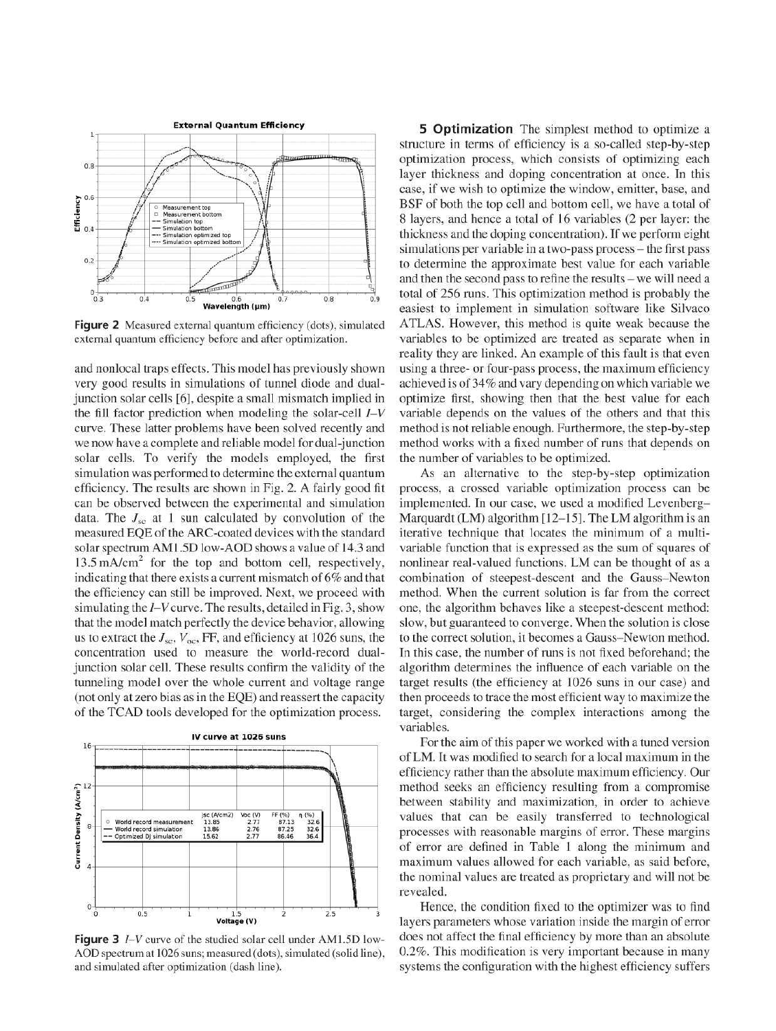External Quantum Efficiency

Efficiency

Wavelength (μm)

0.3 0.4 0.5 0.6 0.7 0.8 0.9

0 0.2 0.4 0.6 0.8 1

Measurement top
Measurement bottom
Simulation top
Simulation bottom
Simulation optimized top
Simulation optimized bottom

**Figure 2** Measured external quantum efficiency (dots), simulated external quantum efficiency before and after optimization.

and nonlocal traps effects. This model has previously shown very good results in simulations of tunnel diode and dual-junction solar cells [6], despite a small mismatch implied in the fill factor prediction when modeling the solar-cell $I$–$V$ curve. These latter problems have been solved recently and we now have a complete and reliable model for dual-junction solar cells. To verify the models employed, the first simulation was performed to determine the external quantum efficiency. The results are shown in Fig. 2. A fairly good fit can be observed between the experimental and simulation data. The $J_{sc}$ at 1 sun calculated by convolution of the measured EQE of the ARC-coated devices with the standard solar spectrum AM1.5D low-AOD shows a value of 14.3 and 13.5 mA/cm$^2$ for the top and bottom cell, respectively, indicating that there exists a current mismatch of 6% and that the efficiency can still be improved. Next, we proceed with simulating the $I$–$V$ curve. The results, detailed in Fig. 3, show that the model match perfectly the device behavior, allowing us to extract the $J_{sc}$, $V_{oc}$, FF, and efficiency at 1026 suns, the concentration used to measure the world-record dual-junction solar cell. These results confirm the validity of the tunneling model over the whole current and voltage range (not only at zero bias as in the EQE) and reassert the capacity of the TCAD tools developed for the optimization process.

IV curve at 1026 suns

Current Density (A/cm$^2$)

Voltage (V)

0 0.5 1 1.5 2 2.5 3

0 4 8 12 16

| | Jsc (A/cm2) | Voc (V) | FF (%) | η (%) |
|---|---|---|---|---|
| World record measurement | 13.85 | 2.77 | 87.13 | 32.6 |
| World record simulation | 13.86 | 2.76 | 87.25 | 32.6 |
| Optimized DJ simulation | 15.62 | 2.77 | 86.46 | 36.4 |

**Figure 3** $I$–$V$ curve of the studied solar cell under AM1.5D low-AOD spectrum at 1026 suns; measured (dots), simulated (solid line), and simulated after optimization (dash line).

## 5 Optimization

The simplest method to optimize a structure in terms of efficiency is a so-called step-by-step optimization process, which consists of optimizing each layer thickness and doping concentration at once. In this case, if we wish to optimize the window, emitter, base, and BSF of both the top cell and bottom cell, we have a total of 8 layers, and hence a total of 16 variables (2 per layer: the thickness and the doping concentration). If we perform eight simulations per variable in a two-pass process – the first pass to determine the approximate best value for each variable and then the second pass to refine the results – we will need a total of 256 runs. This optimization method is probably the easiest to implement in simulation software like Silvaco ATLAS. However, this method is quite weak because the variables to be optimized are treated as separate when in reality they are linked. An example of this fault is that even using a three- or four-pass process, the maximum efficiency achieved is of 34% and vary depending on which variable we optimize first, showing then that the best value for each variable depends on the values of the others and that this method is not reliable enough. Furthermore, the step-by-step method works with a fixed number of runs that depends on the number of variables to be optimized.

As an alternative to the step-by-step optimization process, a crossed variable optimization process can be implemented. In our case, we used a modified Levenberg–Marquardt (LM) algorithm [12–15]. The LM algorithm is an iterative technique that locates the minimum of a multivariable function that is expressed as the sum of squares of nonlinear real-valued functions. LM can be thought of as a combination of steepest-descent and the Gauss–Newton method. When the current solution is far from the correct one, the algorithm behaves like a steepest-descent method: slow, but guaranteed to converge. When the solution is close to the correct solution, it becomes a Gauss–Newton method. In this case, the number of runs is not fixed beforehand; the algorithm determines the influence of each variable on the target results (the efficiency at 1026 suns in our case) and then proceeds to trace the most efficient way to maximize the target, considering the complex interactions among the variables.

For the aim of this paper we worked with a tuned version of LM. It was modified to search for a local maximum in the efficiency rather than the absolute maximum efficiency. Our method seeks an efficiency resulting from a compromise between stability and maximization, in order to achieve values that can be easily transferred to technological processes with reasonable margins of error. These margins of error are defined in Table 1 along the minimum and maximum values allowed for each variable, as said before, the nominal values are treated as proprietary and will not be revealed.

Hence, the condition fixed to the optimizer was to find layers parameters whose variation inside the margin of error does not affect the final efficiency by more than an absolute 0.2%. This modification is very important because in many systems the configuration with the highest efficiency suffers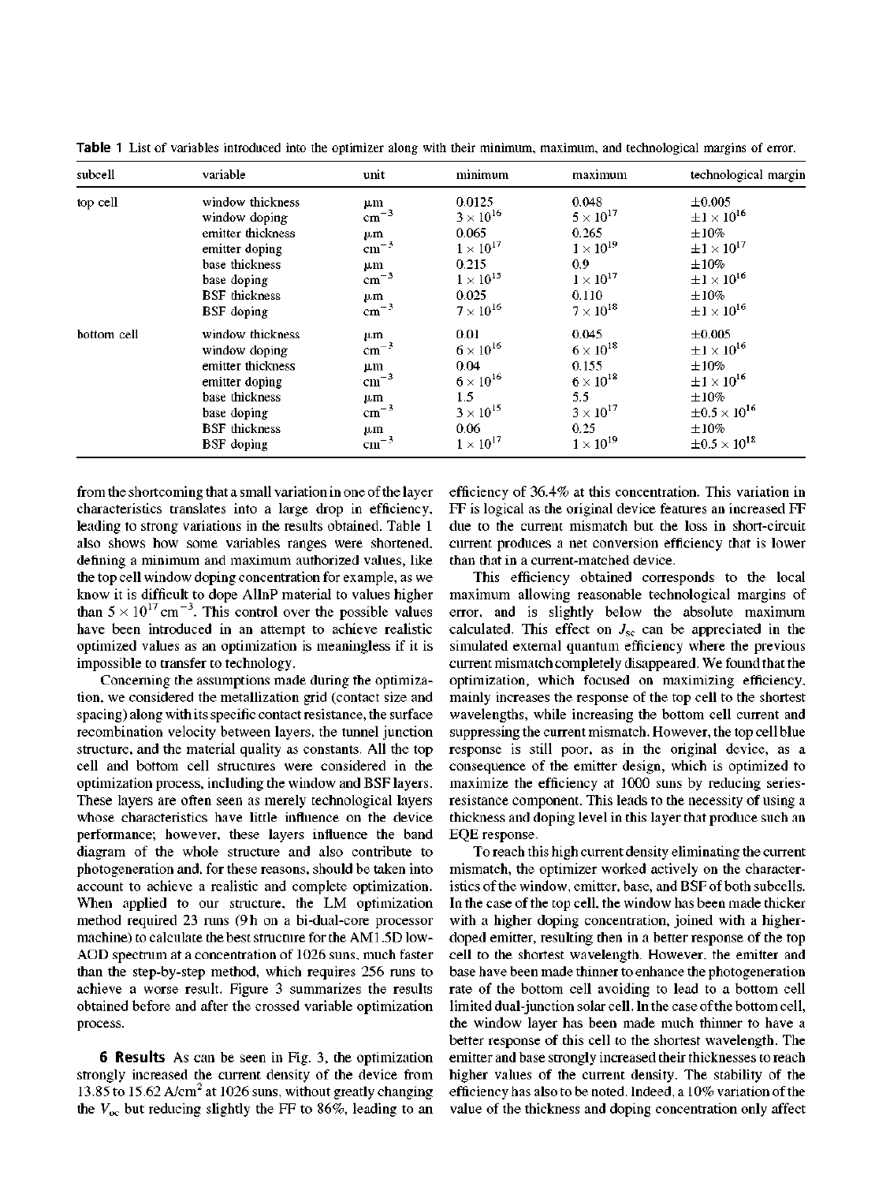**Table 1** List of variables introduced into the optimizer along with their minimum, maximum, and technological margins of error.

| subcell | variable | unit | minimum | maximum | technological margin |
|---|---|---|---|---|---|
| top cell | window thickness | μm | 0.0125 | 0.048 | ±0.005 |
| | window doping | $cm^{-3}$ | $3 \times 10^{16}$ | $5 \times 10^{17}$ | $\pm 1 \times 10^{16}$ |
| | emitter thickness | μm | 0.065 | 0.265 | ±10% |
| | emitter doping | $cm^{-3}$ | $1 \times 10^{17}$ | $1 \times 10^{19}$ | $\pm 1 \times 10^{17}$ |
| | base thickness | μm | 0.215 | 0.9 | ±10% |
| | base doping | $cm^{-3}$ | $1 \times 10^{15}$ | $1 \times 10^{17}$ | $\pm 1 \times 10^{16}$ |
| | BSF thickness | μm | 0.025 | 0.110 | ±10% |
| | BSF doping | $cm^{-3}$ | $7 \times 10^{16}$ | $7 \times 10^{18}$ | $\pm 1 \times 10^{16}$ |
| bottom cell | window thickness | μm | 0.01 | 0.045 | ±0.005 |
| | window doping | $cm^{-3}$ | $6 \times 10^{16}$ | $6 \times 10^{18}$ | $\pm 1 \times 10^{16}$ |
| | emitter thickness | μm | 0.04 | 0.155 | ±10% |
| | emitter doping | $cm^{-3}$ | $6 \times 10^{16}$ | $6 \times 10^{18}$ | $\pm 1 \times 10^{16}$ |
| | base thickness | μm | 1.5 | 5.5 | ±10% |
| | base doping | $cm^{-3}$ | $3 \times 10^{15}$ | $3 \times 10^{17}$ | $\pm 0.5 \times 10^{16}$ |
| | BSF thickness | μm | 0.06 | 0.25 | ±10% |
| | BSF doping | $cm^{-3}$ | $1 \times 10^{17}$ | $1 \times 10^{19}$ | $\pm 0.5 \times 10^{18}$ |

from the shortcoming that a small variation in one of the layer characteristics translates into a large drop in efficiency, leading to strong variations in the results obtained. Table 1 also shows how some variables ranges were shortened, defining a minimum and maximum authorized values, like the top cell window doping concentration for example, as we know it is difficult to dope AlInP material to values higher than $5 \times 10^{17}\,cm^{-3}$. This control over the possible values have been introduced in an attempt to achieve realistic optimized values as an optimization is meaningless if it is impossible to transfer to technology.

Concerning the assumptions made during the optimization, we considered the metallization grid (contact size and spacing) along with its specific contact resistance, the surface recombination velocity between layers, the tunnel junction structure, and the material quality as constants. All the top cell and bottom cell structures were considered in the optimization process, including the window and BSF layers. These layers are often seen as merely technological layers whose characteristics have little influence on the device performance; however, these layers influence the band diagram of the whole structure and also contribute to photogeneration and, for these reasons, should be taken into account to achieve a realistic and complete optimization. When applied to our structure, the LM optimization method required 23 runs (9 h on a bi-dual-core processor machine) to calculate the best structure for the AM1.5D low-AOD spectrum at a concentration of 1026 suns, much faster than the step-by-step method, which requires 256 runs to achieve a worse result. Figure 3 summarizes the results obtained before and after the crossed variable optimization process.

## 6 Results

As can be seen in Fig. 3, the optimization strongly increased the current density of the device from 13.85 to 15.62 A/cm$^2$ at 1026 suns, without greatly changing the $V_{oc}$ but reducing slightly the FF to 86%, leading to an efficiency of 36.4% at this concentration. This variation in FF is logical as the original device features an increased FF due to the current mismatch but the loss in short-circuit current produces a net conversion efficiency that is lower than that in a current-matched device.

This efficiency obtained corresponds to the local maximum allowing reasonable technological margins of error, and is slightly below the absolute maximum calculated. This effect on $J_{sc}$ can be appreciated in the simulated external quantum efficiency where the previous current mismatch completely disappeared. We found that the optimization, which focused on maximizing efficiency, mainly increases the response of the top cell to the shortest wavelengths, while increasing the bottom cell current and suppressing the current mismatch. However, the top cell blue response is still poor, as in the original device, as a consequence of the emitter design, which is optimized to maximize the efficiency at 1000 suns by reducing series-resistance component. This leads to the necessity of using a thickness and doping level in this layer that produce such an EQE response.

To reach this high current density eliminating the current mismatch, the optimizer worked actively on the characteristics of the window, emitter, base, and BSF of both subcells. In the case of the top cell, the window has been made thicker with a higher doping concentration, joined with a higher-doped emitter, resulting then in a better response of the top cell to the shortest wavelength. However, the emitter and base have been made thinner to enhance the photogeneration rate of the bottom cell avoiding to lead to a bottom cell limited dual-junction solar cell. In the case of the bottom cell, the window layer has been made much thinner to have a better response of this cell to the shortest wavelength. The emitter and base strongly increased their thicknesses to reach higher values of the current density. The stability of the efficiency has also to be noted. Indeed, a 10% variation of the value of the thickness and doping concentration only affect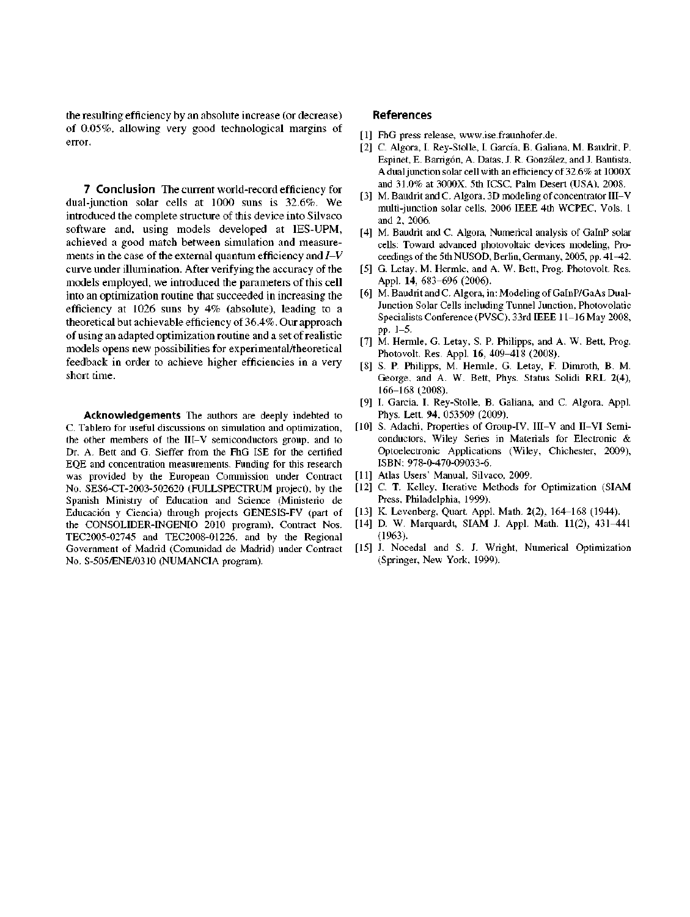the resulting efficiency by an absolute increase (or decrease) of 0.05%, allowing very good technological margins of error.

**7 Conclusion** The current world-record efficiency for dual-junction solar cells at 1000 suns is 32.6%. We introduced the complete structure of this device into Silvaco software and, using models developed at IES-UPM, achieved a good match between simulation and measurements in the case of the external quantum efficiency and *I–V* curve under illumination. After verifying the accuracy of the models employed, we introduced the parameters of this cell into an optimization routine that succeeded in increasing the efficiency at 1026 suns by 4% (absolute), leading to a theoretical but achievable efficiency of 36.4%. Our approach of using an adapted optimization routine and a set of realistic models opens new possibilities for experimental/theoretical feedback in order to achieve higher efficiencies in a very short time.

**Acknowledgements** The authors are deeply indebted to C. Tablero for useful discussions on simulation and optimization, the other members of the III–V semiconductors group, and to Dr. A. Bett and G. Sieffer from the FhG ISE for the certified EQE and concentration measurements. Funding for this research was provided by the European Commission under Contract No. SES6-CT-2003-502620 (FULLSPECTRUM project), by the Spanish Ministry of Education and Science (Ministerio de Educación y Ciencia) through projects GENESIS-FV (part of the CONSOLIDER-INGENIO 2010 program), Contract Nos. TEC2005-02745 and TEC2008-01226, and by the Regional Government of Madrid (Comunidad de Madrid) under Contract No. S-505/ENE/0310 (NUMANCIA program).

## References

[1] FhG press release, www.ise.fraunhofer.de.

[2] C. Algora, I. Rey-Stolle, I. García, B. Galiana, M. Baudrit, P. Espinet, E. Barrigón, A. Datas, J. R. González, and J. Bautista, A dual junction solar cell with an efficiency of 32.6% at 1000X and 31.0% at 3000X, 5th ICSC, Palm Desert (USA), 2008.

[3] M. Baudrit and C. Algora, 3D modeling of concentrator III–V multi-junction solar cells, 2006 IEEE 4th WCPEC, Vols. 1 and 2, 2006.

[4] M. Baudrit and C. Algora, Numerical analysis of GaInP solar cells: Toward advanced photovoltaic devices modeling, Proceedings of the 5th NUSOD, Berlin, Germany, 2005, pp. 41–42.

[5] G. Letay, M. Hermle, and A. W. Bett, Prog. Photovolt. Res. Appl. **14**, 683–696 (2006).

[6] M. Baudrit and C. Algora, in: Modeling of GaInP/GaAs Dual-Junction Solar Cells including Tunnel Junction, Photovolatic Specialists Conference (PVSC), 33rd IEEE 11–16 May 2008, pp. 1–5.

[7] M. Hermle, G. Letay, S. P. Philipps, and A. W. Bett, Prog. Photovolt. Res. Appl. **16**, 409–418 (2008).

[8] S. P. Philipps, M. Hermle, G. Letay, F. Dimroth, B. M. George, and A. W. Bett, Phys. Status Solidi RRL **2**(4), 166–168 (2008).

[9] I. García, I. Rey-Stolle, B. Galiana, and C. Algora, Appl. Phys. Lett. **94**, 053509 (2009).

[10] S. Adachi, Properties of Group-IV, III–V and II–VI Semiconductors, Wiley Series in Materials for Electronic & Optoelectronic Applications (Wiley, Chichester, 2009), ISBN: 978-0-470-09033-6.

[11] Atlas Users' Manual, Silvaco, 2009.

[12] C. T. Kelley, Iterative Methods for Optimization (SIAM Press, Philadelphia, 1999).

[13] K. Levenberg, Quart. Appl. Math. **2**(2), 164–168 (1944).

[14] D. W. Marquardt, SIAM J. Appl. Math. **11**(2), 431–441 (1963).

[15] J. Nocedal and S. J. Wright, Numerical Optimization (Springer, New York, 1999).